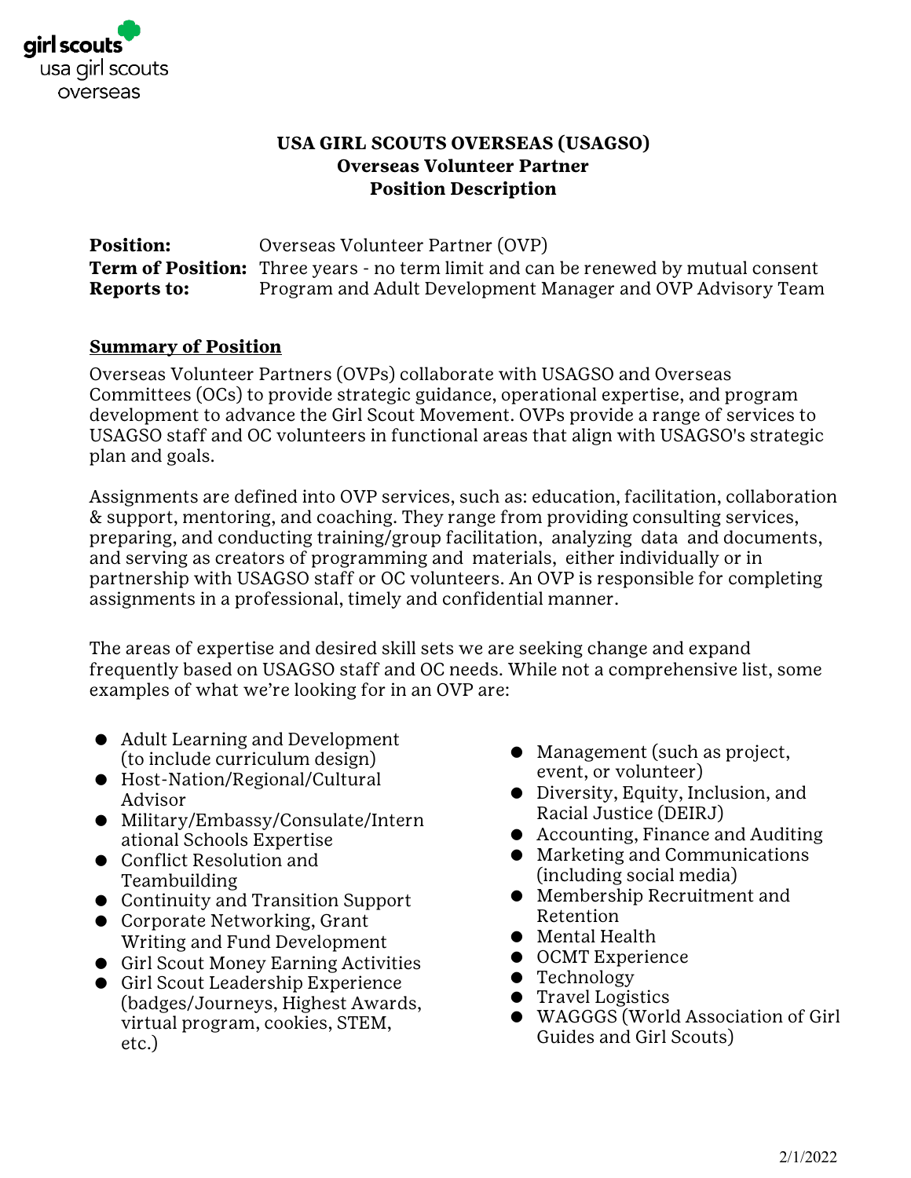girl scouts
usa girl scouts
overseas

# USA GIRL SCOUTS OVERSEAS (USAGSO)
## Overseas Volunteer Partner
## Position Description

**Position:** Overseas Volunteer Partner (OVP)
**Term of Position:** Three years - no term limit and can be renewed by mutual consent
**Reports to:** Program and Adult Development Manager and OVP Advisory Team

## Summary of Position

Overseas Volunteer Partners (OVPs) collaborate with USAGSO and Overseas Committees (OCs) to provide strategic guidance, operational expertise, and program development to advance the Girl Scout Movement. OVPs provide a range of services to USAGSO staff and OC volunteers in functional areas that align with USAGSO's strategic plan and goals.

Assignments are defined into OVP services, such as: education, facilitation, collaboration & support, mentoring, and coaching. They range from providing consulting services, preparing, and conducting training/group facilitation, analyzing data and documents, and serving as creators of programming and materials, either individually or in partnership with USAGSO staff or OC volunteers. An OVP is responsible for completing assignments in a professional, timely and confidential manner.

The areas of expertise and desired skill sets we are seeking change and expand frequently based on USAGSO staff and OC needs. While not a comprehensive list, some examples of what we're looking for in an OVP are:

- Adult Learning and Development (to include curriculum design)
- Host-Nation/Regional/Cultural Advisor
- Military/Embassy/Consulate/International Schools Expertise
- Conflict Resolution and Teambuilding
- Continuity and Transition Support
- Corporate Networking, Grant Writing and Fund Development
- Girl Scout Money Earning Activities
- Girl Scout Leadership Experience (badges/Journeys, Highest Awards, virtual program, cookies, STEM, etc.)
- Management (such as project, event, or volunteer)
- Diversity, Equity, Inclusion, and Racial Justice (DEIRJ)
- Accounting, Finance and Auditing
- Marketing and Communications (including social media)
- Membership Recruitment and Retention
- Mental Health
- OCMT Experience
- Technology
- Travel Logistics
- WAGGGS (World Association of Girl Guides and Girl Scouts)

2/1/2022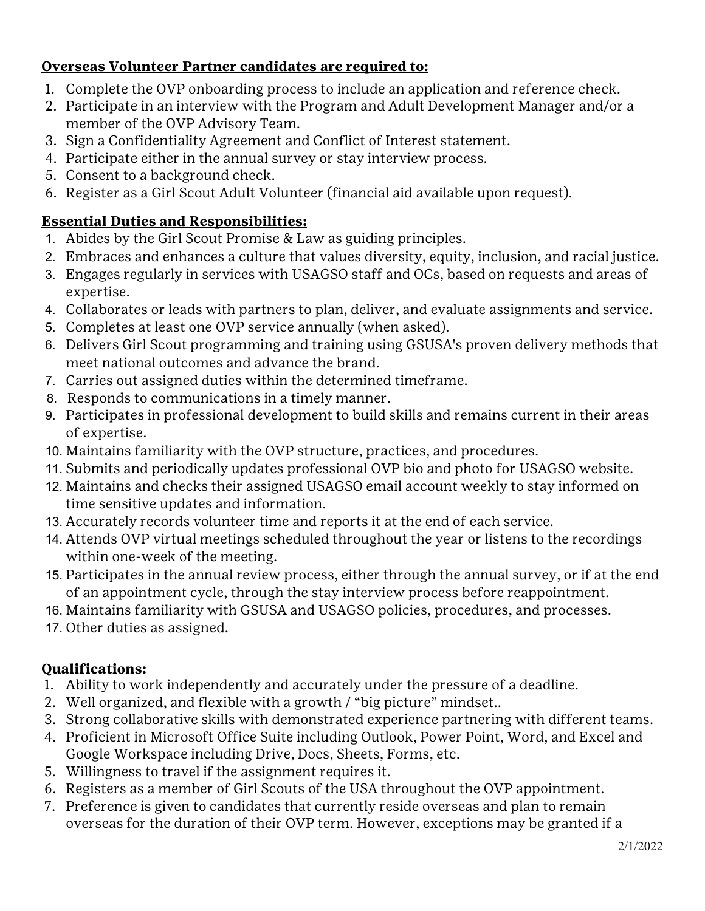**Overseas Volunteer Partner candidates are required to:**

1. Complete the OVP onboarding process to include an application and reference check.
2. Participate in an interview with the Program and Adult Development Manager and/or a member of the OVP Advisory Team.
3. Sign a Confidentiality Agreement and Conflict of Interest statement.
4. Participate either in the annual survey or stay interview process.
5. Consent to a background check.
6. Register as a Girl Scout Adult Volunteer (financial aid available upon request).

**Essential Duties and Responsibilities:**

1. Abides by the Girl Scout Promise & Law as guiding principles.
2. Embraces and enhances a culture that values diversity, equity, inclusion, and racial justice.
3. Engages regularly in services with USAGSO staff and OCs, based on requests and areas of expertise.
4. Collaborates or leads with partners to plan, deliver, and evaluate assignments and service.
5. Completes at least one OVP service annually (when asked).
6. Delivers Girl Scout programming and training using GSUSA's proven delivery methods that meet national outcomes and advance the brand.
7. Carries out assigned duties within the determined timeframe.
8. Responds to communications in a timely manner.
9. Participates in professional development to build skills and remains current in their areas of expertise.
10. Maintains familiarity with the OVP structure, practices, and procedures.
11. Submits and periodically updates professional OVP bio and photo for USAGSO website.
12. Maintains and checks their assigned USAGSO email account weekly to stay informed on time sensitive updates and information.
13. Accurately records volunteer time and reports it at the end of each service.
14. Attends OVP virtual meetings scheduled throughout the year or listens to the recordings within one-week of the meeting.
15. Participates in the annual review process, either through the annual survey, or if at the end of an appointment cycle, through the stay interview process before reappointment.
16. Maintains familiarity with GSUSA and USAGSO policies, procedures, and processes.
17. Other duties as assigned.

**Qualifications:**

1. Ability to work independently and accurately under the pressure of a deadline.
2. Well organized, and flexible with a growth / "big picture" mindset..
3. Strong collaborative skills with demonstrated experience partnering with different teams.
4. Proficient in Microsoft Office Suite including Outlook, Power Point, Word, and Excel and Google Workspace including Drive, Docs, Sheets, Forms, etc.
5. Willingness to travel if the assignment requires it.
6. Registers as a member of Girl Scouts of the USA throughout the OVP appointment.
7. Preference is given to candidates that currently reside overseas and plan to remain overseas for the duration of their OVP term. However, exceptions may be granted if a

2/1/2022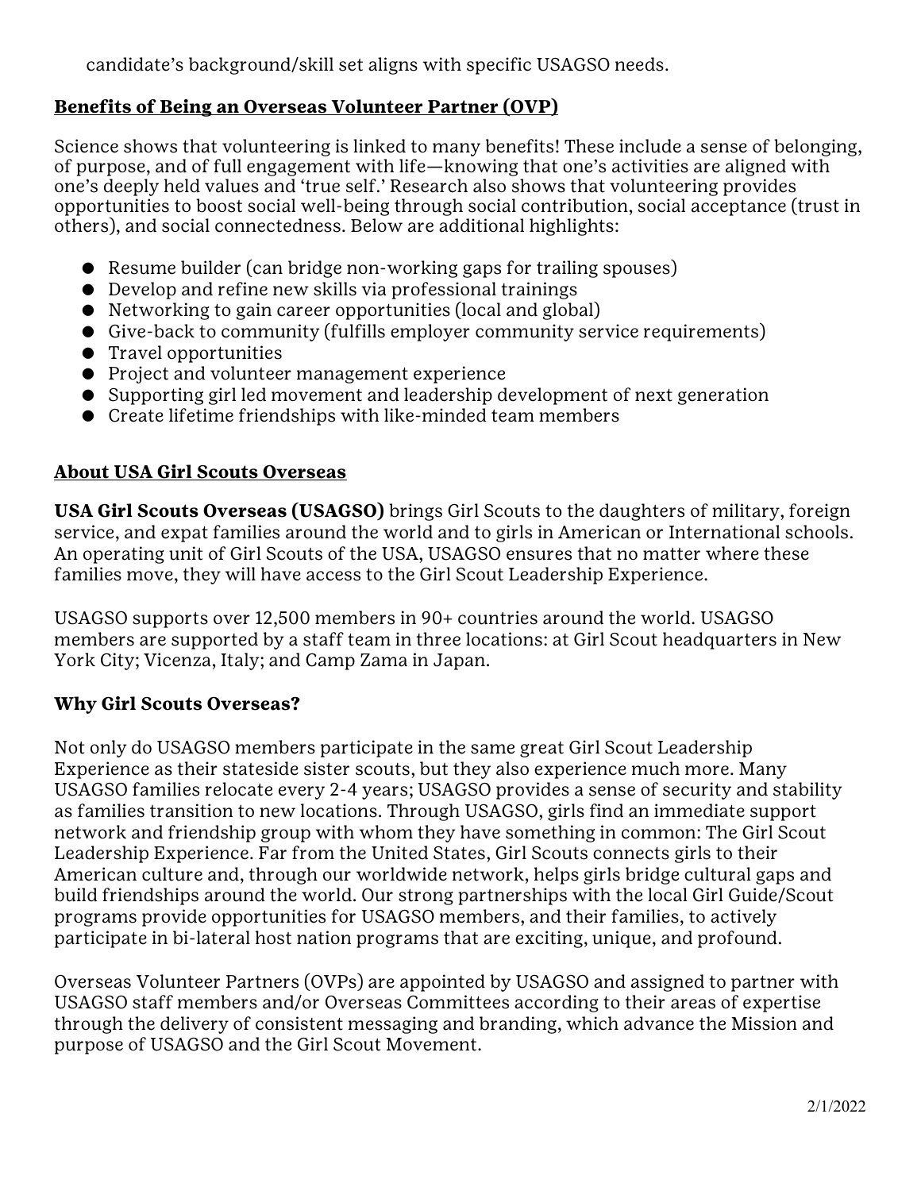candidate's background/skill set aligns with specific USAGSO needs.

## Benefits of Being an Overseas Volunteer Partner (OVP)

Science shows that volunteering is linked to many benefits! These include a sense of belonging, of purpose, and of full engagement with life—knowing that one's activities are aligned with one's deeply held values and 'true self.' Research also shows that volunteering provides opportunities to boost social well-being through social contribution, social acceptance (trust in others), and social connectedness. Below are additional highlights:

- Resume builder (can bridge non-working gaps for trailing spouses)
- Develop and refine new skills via professional trainings
- Networking to gain career opportunities (local and global)
- Give-back to community (fulfills employer community service requirements)
- Travel opportunities
- Project and volunteer management experience
- Supporting girl led movement and leadership development of next generation
- Create lifetime friendships with like-minded team members

## About USA Girl Scouts Overseas

**USA Girl Scouts Overseas (USAGSO)** brings Girl Scouts to the daughters of military, foreign service, and expat families around the world and to girls in American or International schools. An operating unit of Girl Scouts of the USA, USAGSO ensures that no matter where these families move, they will have access to the Girl Scout Leadership Experience.

USAGSO supports over 12,500 members in 90+ countries around the world. USAGSO members are supported by a staff team in three locations: at Girl Scout headquarters in New York City; Vicenza, Italy; and Camp Zama in Japan.

### Why Girl Scouts Overseas?

Not only do USAGSO members participate in the same great Girl Scout Leadership Experience as their stateside sister scouts, but they also experience much more. Many USAGSO families relocate every 2-4 years; USAGSO provides a sense of security and stability as families transition to new locations. Through USAGSO, girls find an immediate support network and friendship group with whom they have something in common: The Girl Scout Leadership Experience. Far from the United States, Girl Scouts connects girls to their American culture and, through our worldwide network, helps girls bridge cultural gaps and build friendships around the world. Our strong partnerships with the local Girl Guide/Scout programs provide opportunities for USAGSO members, and their families, to actively participate in bi-lateral host nation programs that are exciting, unique, and profound.

Overseas Volunteer Partners (OVPs) are appointed by USAGSO and assigned to partner with USAGSO staff members and/or Overseas Committees according to their areas of expertise through the delivery of consistent messaging and branding, which advance the Mission and purpose of USAGSO and the Girl Scout Movement.

2/1/2022